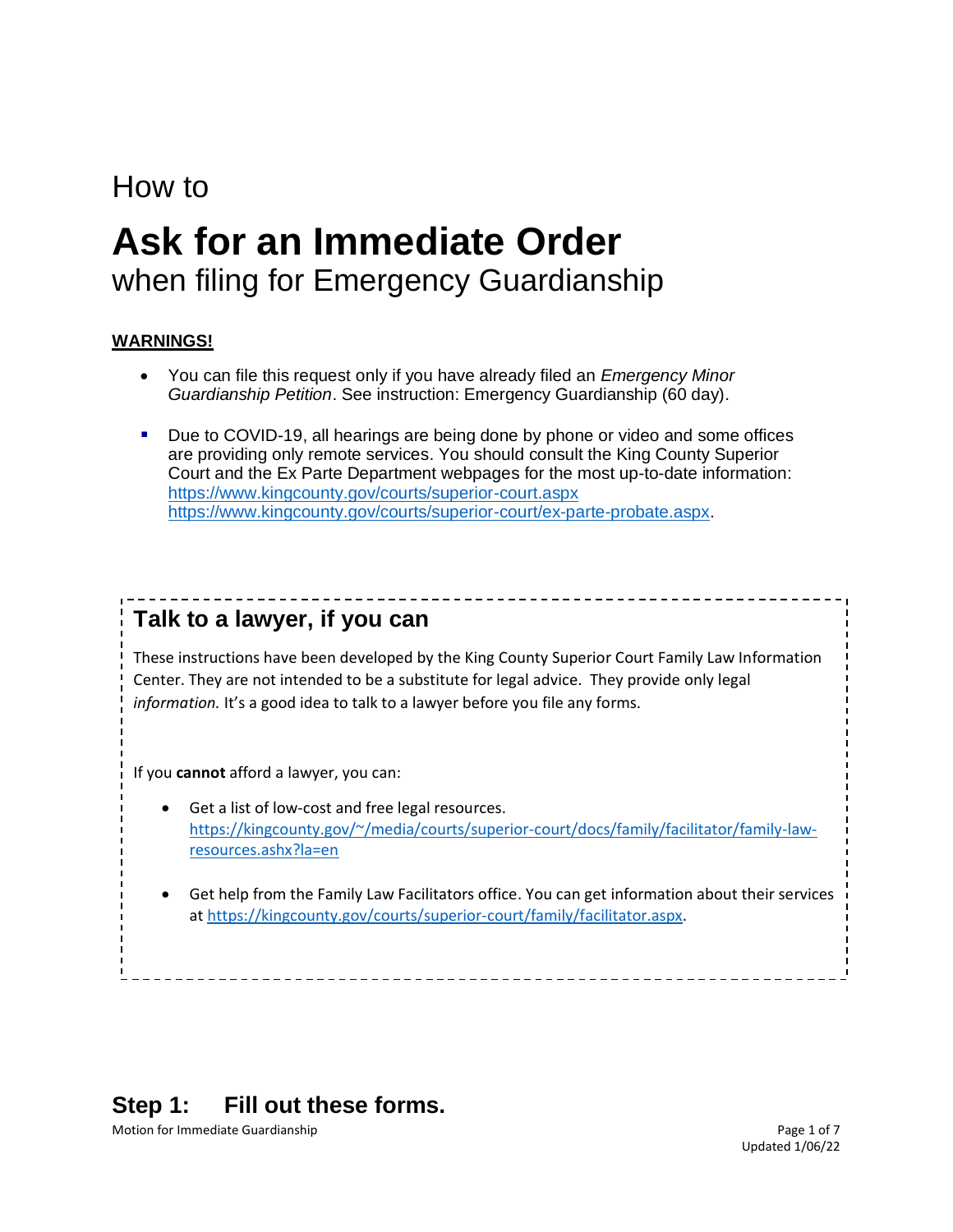How to

# Ask for an Immediate Order

when filing for Emergency Guardianship

**WARNINGS!**

- You can file this request only if you have already filed an *Emergency Minor Guardianship Petition*. See instruction: Emergency Guardianship (60 day).
- Due to COVID-19, all hearings are being done by phone or video and some offices are providing only remote services. You should consult the King County Superior Court and the Ex Parte Department webpages for the most up-to-date information: https://www.kingcounty.gov/courts/superior-court.aspx https://www.kingcounty.gov/courts/superior-court/ex-parte-probate.aspx.

## Talk to a lawyer, if you can

These instructions have been developed by the King County Superior Court Family Law Information Center. They are not intended to be a substitute for legal advice. They provide only legal *information.* It's a good idea to talk to a lawyer before you file any forms.

If you **cannot** afford a lawyer, you can:

- Get a list of low-cost and free legal resources. https://kingcounty.gov/~/media/courts/superior-court/docs/family/facilitator/family-law-resources.ashx?la=en
- Get help from the Family Law Facilitators office. You can get information about their services at https://kingcounty.gov/courts/superior-court/family/facilitator.aspx.

## Step 1: Fill out these forms.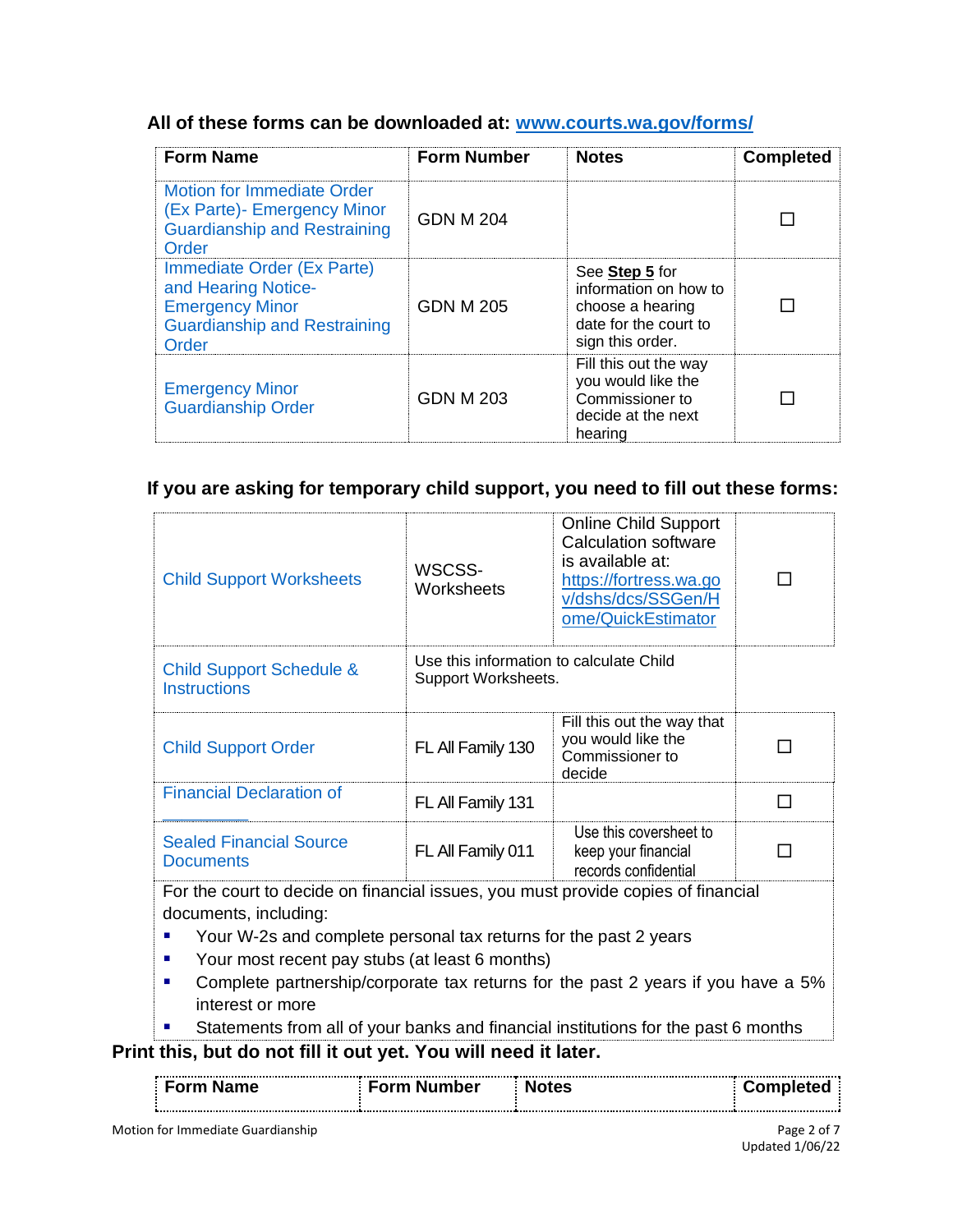**All of these forms can be downloaded at: [www.courts.wa.gov/forms/](http://www.courts.wa.gov/forms/)**

| Form Name | Form Number | Notes | Completed |
|---|---|---|---|
| Motion for Immediate Order (Ex Parte)- Emergency Minor Guardianship and Restraining Order | GDN M 204 | | ☐ |
| Immediate Order (Ex Parte) and Hearing Notice- Emergency Minor Guardianship and Restraining Order | GDN M 205 | See **Step 5** for information on how to choose a hearing date for the court to sign this order. | ☐ |
| Emergency Minor Guardianship Order | GDN M 203 | Fill this out the way you would like the Commissioner to decide at the next hearing | ☐ |

**If you are asking for temporary child support, you need to fill out these forms:**

| | | | |
|---|---|---|---|
| Child Support Worksheets | WSCSS-Worksheets | Online Child Support Calculation software is available at: [https://fortress.wa.gov/dshs/dcs/SSGen/Home/QuickEstimator](https://fortress.wa.gov/dshs/dcs/SSGen/Home/QuickEstimator) | ☐ |
| Child Support Schedule & Instructions | Use this information to calculate Child Support Worksheets. | | |
| Child Support Order | FL All Family 130 | Fill this out the way that you would like the Commissioner to decide | ☐ |
| Financial Declaration of ________ | FL All Family 131 | | ☐ |
| Sealed Financial Source Documents | FL All Family 011 | Use this coversheet to keep your financial records confidential | ☐ |

For the court to decide on financial issues, you must provide copies of financial documents, including:

- Your W-2s and complete personal tax returns for the past 2 years
- Your most recent pay stubs (at least 6 months)
- Complete partnership/corporate tax returns for the past 2 years if you have a 5% interest or more
- Statements from all of your banks and financial institutions for the past 6 months

**Print this, but do not fill it out yet. You will need it later.**

| Form Name | Form Number | Notes | Completed |
|---|---|---|---|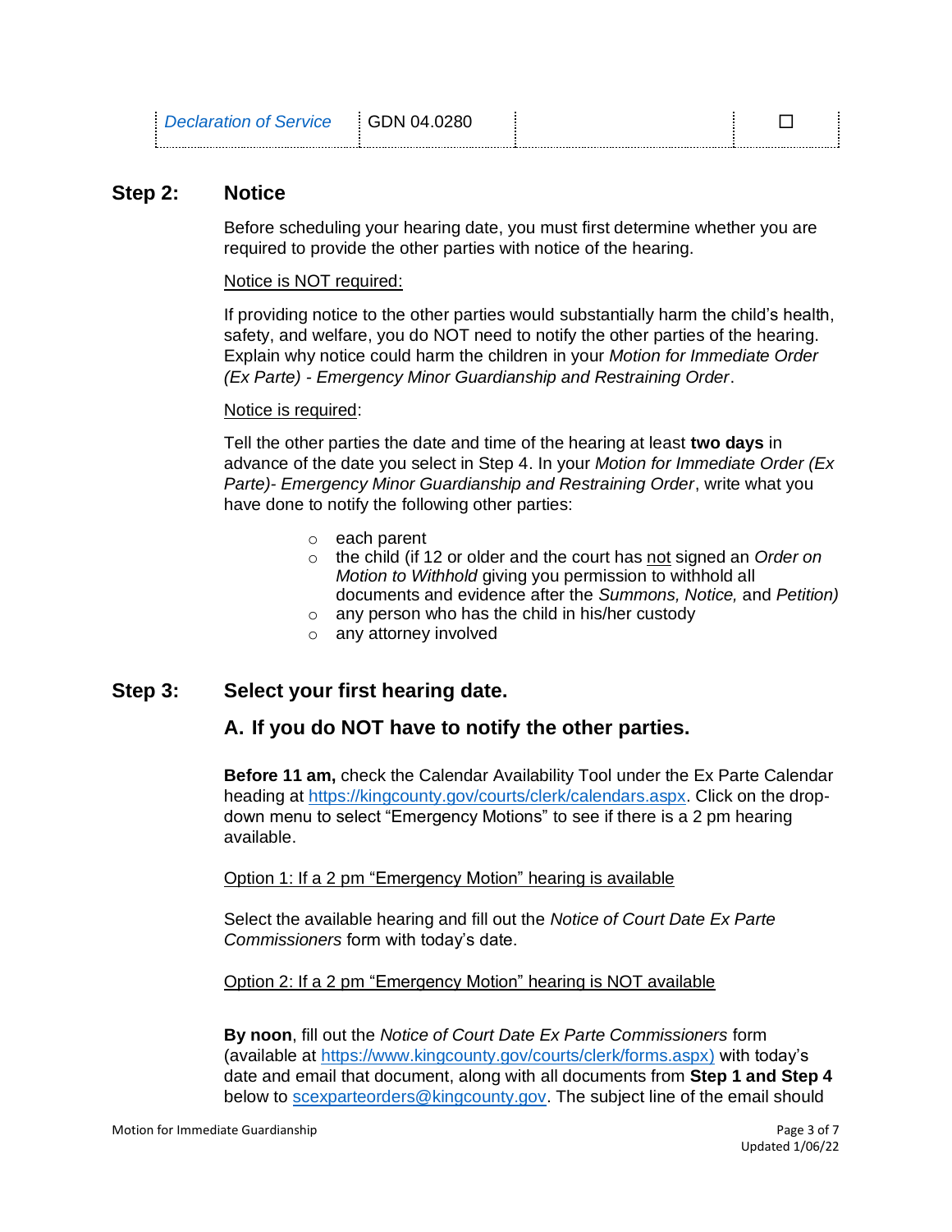| | | | |
|---|---|---|---|
| *Declaration of Service* | GDN 04.0280 | | ☐ |

## Step 2: Notice

Before scheduling your hearing date, you must first determine whether you are required to provide the other parties with notice of the hearing.

Notice is NOT required:

If providing notice to the other parties would substantially harm the child's health, safety, and welfare, you do NOT need to notify the other parties of the hearing. Explain why notice could harm the children in your *Motion for Immediate Order (Ex Parte) - Emergency Minor Guardianship and Restraining Order*.

Notice is required:

Tell the other parties the date and time of the hearing at least **two days** in advance of the date you select in Step 4. In your *Motion for Immediate Order (Ex Parte)- Emergency Minor Guardianship and Restraining Order*, write what you have done to notify the following other parties:

- each parent
- the child (if 12 or older and the court has not signed an *Order on Motion to Withhold* giving you permission to withhold all documents and evidence after the *Summons, Notice,* and *Petition)*
- any person who has the child in his/her custody
- any attorney involved

## Step 3: Select your first hearing date.

### A. If you do NOT have to notify the other parties.

**Before 11 am,** check the Calendar Availability Tool under the Ex Parte Calendar heading at https://kingcounty.gov/courts/clerk/calendars.aspx. Click on the drop-down menu to select "Emergency Motions" to see if there is a 2 pm hearing available.

Option 1: If a 2 pm "Emergency Motion" hearing is available

Select the available hearing and fill out the *Notice of Court Date Ex Parte Commissioners* form with today's date.

Option 2: If a 2 pm "Emergency Motion" hearing is NOT available

**By noon**, fill out the *Notice of Court Date Ex Parte Commissioners* form (available at https://www.kingcounty.gov/courts/clerk/forms.aspx) with today's date and email that document, along with all documents from **Step 1 and Step 4** below to scexparteorders@kingcounty.gov. The subject line of the email should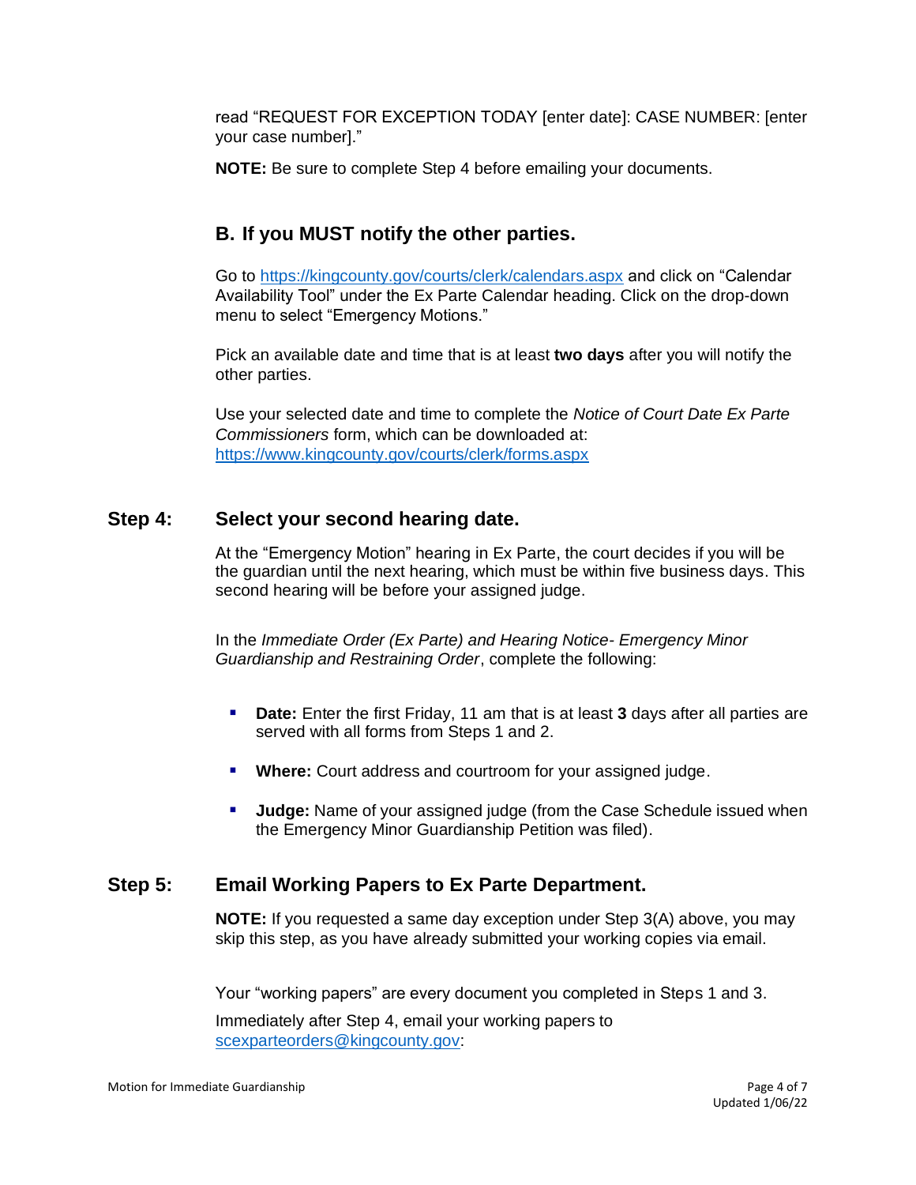read “REQUEST FOR EXCEPTION TODAY [enter date]: CASE NUMBER: [enter your case number].”

**NOTE:** Be sure to complete Step 4 before emailing your documents.

### B. If you MUST notify the other parties.

Go to https://kingcounty.gov/courts/clerk/calendars.aspx and click on “Calendar Availability Tool” under the Ex Parte Calendar heading. Click on the drop-down menu to select “Emergency Motions.”

Pick an available date and time that is at least **two days** after you will notify the other parties.

Use your selected date and time to complete the *Notice of Court Date Ex Parte Commissioners* form, which can be downloaded at: https://www.kingcounty.gov/courts/clerk/forms.aspx

## Step 4: Select your second hearing date.

At the “Emergency Motion” hearing in Ex Parte, the court decides if you will be the guardian until the next hearing, which must be within five business days. This second hearing will be before your assigned judge.

In the *Immediate Order (Ex Parte) and Hearing Notice- Emergency Minor Guardianship and Restraining Order*, complete the following:

- **Date:** Enter the first Friday, 11 am that is at least **3** days after all parties are served with all forms from Steps 1 and 2.
- **Where:** Court address and courtroom for your assigned judge.
- **Judge:** Name of your assigned judge (from the Case Schedule issued when the Emergency Minor Guardianship Petition was filed).

## Step 5: Email Working Papers to Ex Parte Department.

**NOTE:** If you requested a same day exception under Step 3(A) above, you may skip this step, as you have already submitted your working copies via email.

Your “working papers” are every document you completed in Steps 1 and 3.

Immediately after Step 4, email your working papers to scexparteorders@kingcounty.gov: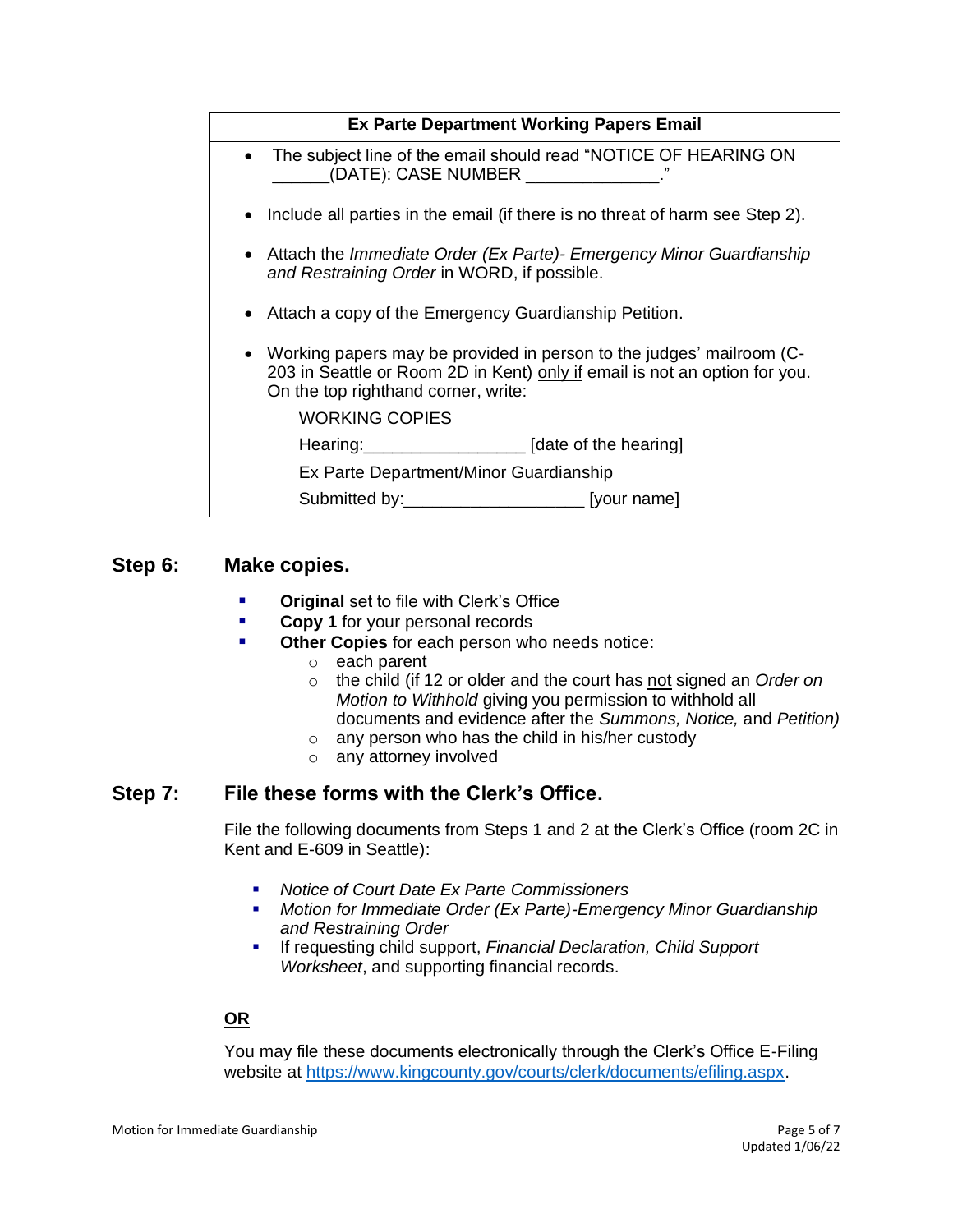| Ex Parte Department Working Papers Email |
|---|
| • The subject line of the email should read "NOTICE OF HEARING ON ______(DATE): CASE NUMBER ______________."<br><br>• Include all parties in the email (if there is no threat of harm see Step 2).<br><br>• Attach the *Immediate Order (Ex Parte)- Emergency Minor Guardianship and Restraining Order* in WORD, if possible.<br><br>• Attach a copy of the Emergency Guardianship Petition.<br><br>• Working papers may be provided in person to the judges' mailroom (C-203 in Seattle or Room 2D in Kent) only if email is not an option for you. On the top righthand corner, write:<br>WORKING COPIES<br>Hearing:_________________ [date of the hearing]<br>Ex Parte Department/Minor Guardianship<br>Submitted by:___________________ [your name] |

## Step 6: Make copies.

- **Original** set to file with Clerk's Office
- **Copy 1** for your personal records
- **Other Copies** for each person who needs notice:
  - each parent
  - the child (if 12 or older and the court has not signed an *Order on Motion to Withhold* giving you permission to withhold all documents and evidence after the *Summons, Notice,* and *Petition)*
  - any person who has the child in his/her custody
  - any attorney involved

## Step 7: File these forms with the Clerk's Office.

File the following documents from Steps 1 and 2 at the Clerk's Office (room 2C in Kent and E-609 in Seattle):

- *Notice of Court Date Ex Parte Commissioners*
- *Motion for Immediate Order (Ex Parte)-Emergency Minor Guardianship and Restraining Order*
- If requesting child support, *Financial Declaration, Child Support Worksheet*, and supporting financial records.

**OR**

You may file these documents electronically through the Clerk's Office E-Filing website at https://www.kingcounty.gov/courts/clerk/documents/efiling.aspx.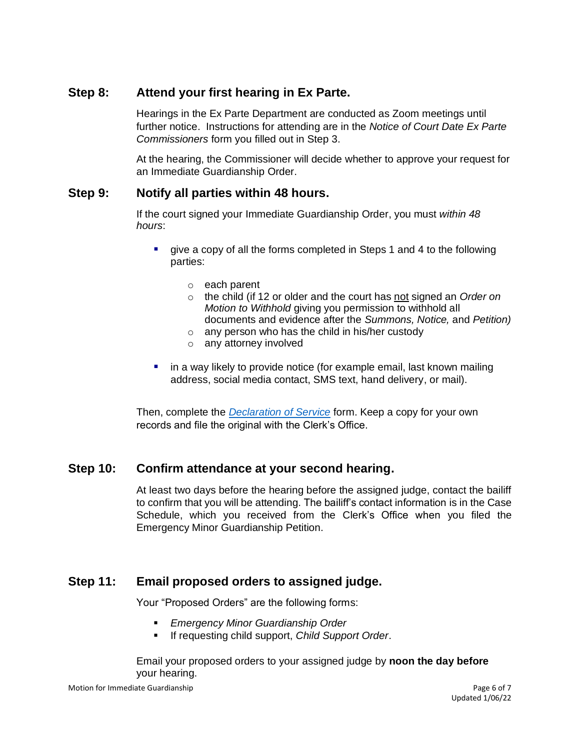## Step 8: Attend your first hearing in Ex Parte.

Hearings in the Ex Parte Department are conducted as Zoom meetings until further notice. Instructions for attending are in the *Notice of Court Date Ex Parte Commissioners* form you filled out in Step 3.

At the hearing, the Commissioner will decide whether to approve your request for an Immediate Guardianship Order.

## Step 9: Notify all parties within 48 hours.

If the court signed your Immediate Guardianship Order, you must *within 48 hours*:

- give a copy of all the forms completed in Steps 1 and 4 to the following parties:
  - each parent
  - the child (if 12 or older and the court has <u>not</u> signed an *Order on Motion to Withhold* giving you permission to withhold all documents and evidence after the *Summons, Notice,* and *Petition)*
  - any person who has the child in his/her custody
  - any attorney involved
- in a way likely to provide notice (for example email, last known mailing address, social media contact, SMS text, hand delivery, or mail).

Then, complete the *Declaration of Service* form. Keep a copy for your own records and file the original with the Clerk's Office.

## Step 10: Confirm attendance at your second hearing.

At least two days before the hearing before the assigned judge, contact the bailiff to confirm that you will be attending. The bailiff's contact information is in the Case Schedule, which you received from the Clerk's Office when you filed the Emergency Minor Guardianship Petition.

## Step 11: Email proposed orders to assigned judge.

Your "Proposed Orders" are the following forms:

- *Emergency Minor Guardianship Order*
- If requesting child support, *Child Support Order*.

Email your proposed orders to your assigned judge by **noon the day before** your hearing.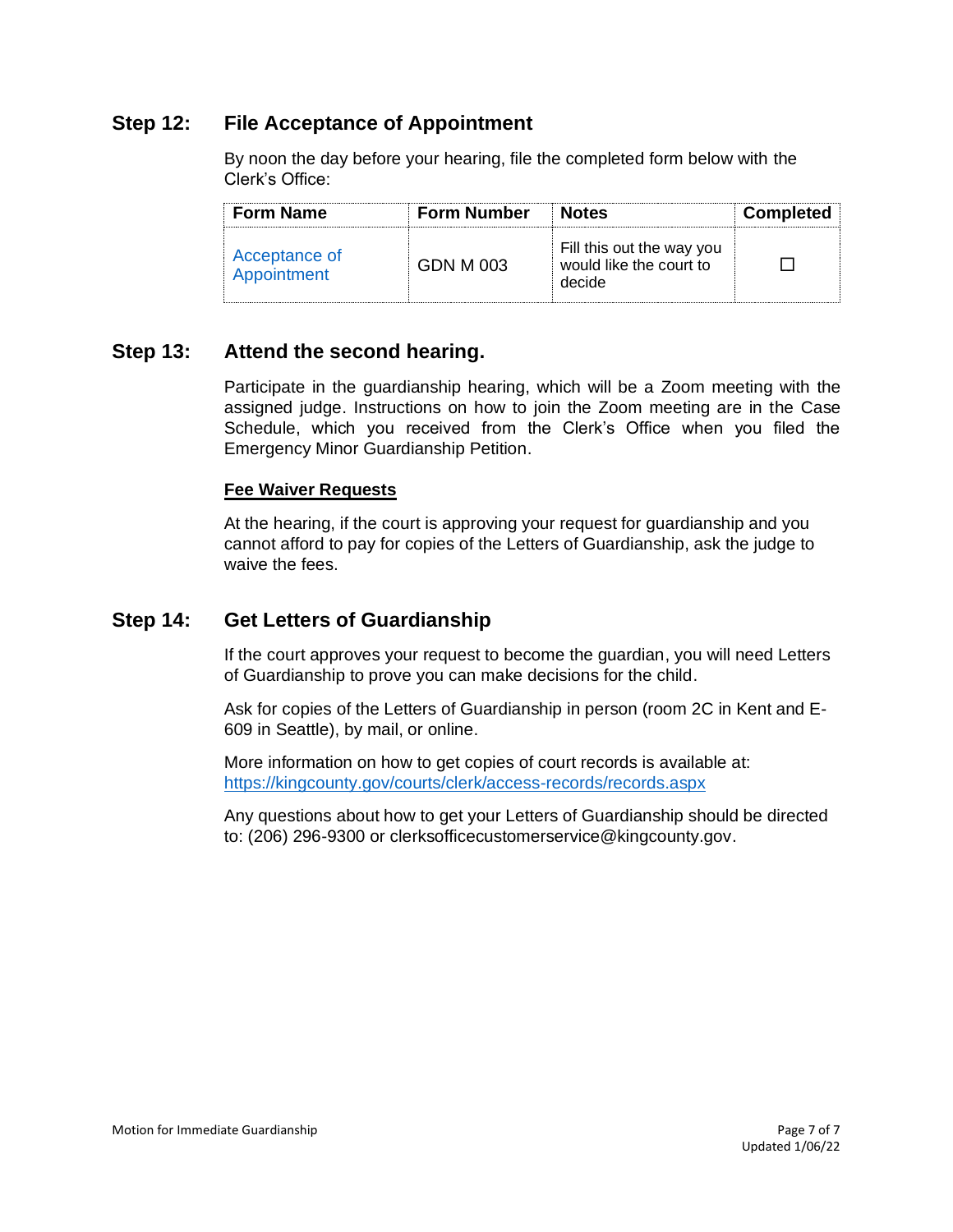## Step 12: File Acceptance of Appointment

By noon the day before your hearing, file the completed form below with the Clerk's Office:

| Form Name | Form Number | Notes | Completed |
|---|---|---|---|
| Acceptance of Appointment | GDN M 003 | Fill this out the way you would like the court to decide | ☐ |

## Step 13: Attend the second hearing.

Participate in the guardianship hearing, which will be a Zoom meeting with the assigned judge. Instructions on how to join the Zoom meeting are in the Case Schedule, which you received from the Clerk's Office when you filed the Emergency Minor Guardianship Petition.

**Fee Waiver Requests**

At the hearing, if the court is approving your request for guardianship and you cannot afford to pay for copies of the Letters of Guardianship, ask the judge to waive the fees.

## Step 14: Get Letters of Guardianship

If the court approves your request to become the guardian, you will need Letters of Guardianship to prove you can make decisions for the child.

Ask for copies of the Letters of Guardianship in person (room 2C in Kent and E-609 in Seattle), by mail, or online.

More information on how to get copies of court records is available at: https://kingcounty.gov/courts/clerk/access-records/records.aspx

Any questions about how to get your Letters of Guardianship should be directed to: (206) 296-9300 or clerksofficecustomerservice@kingcounty.gov.